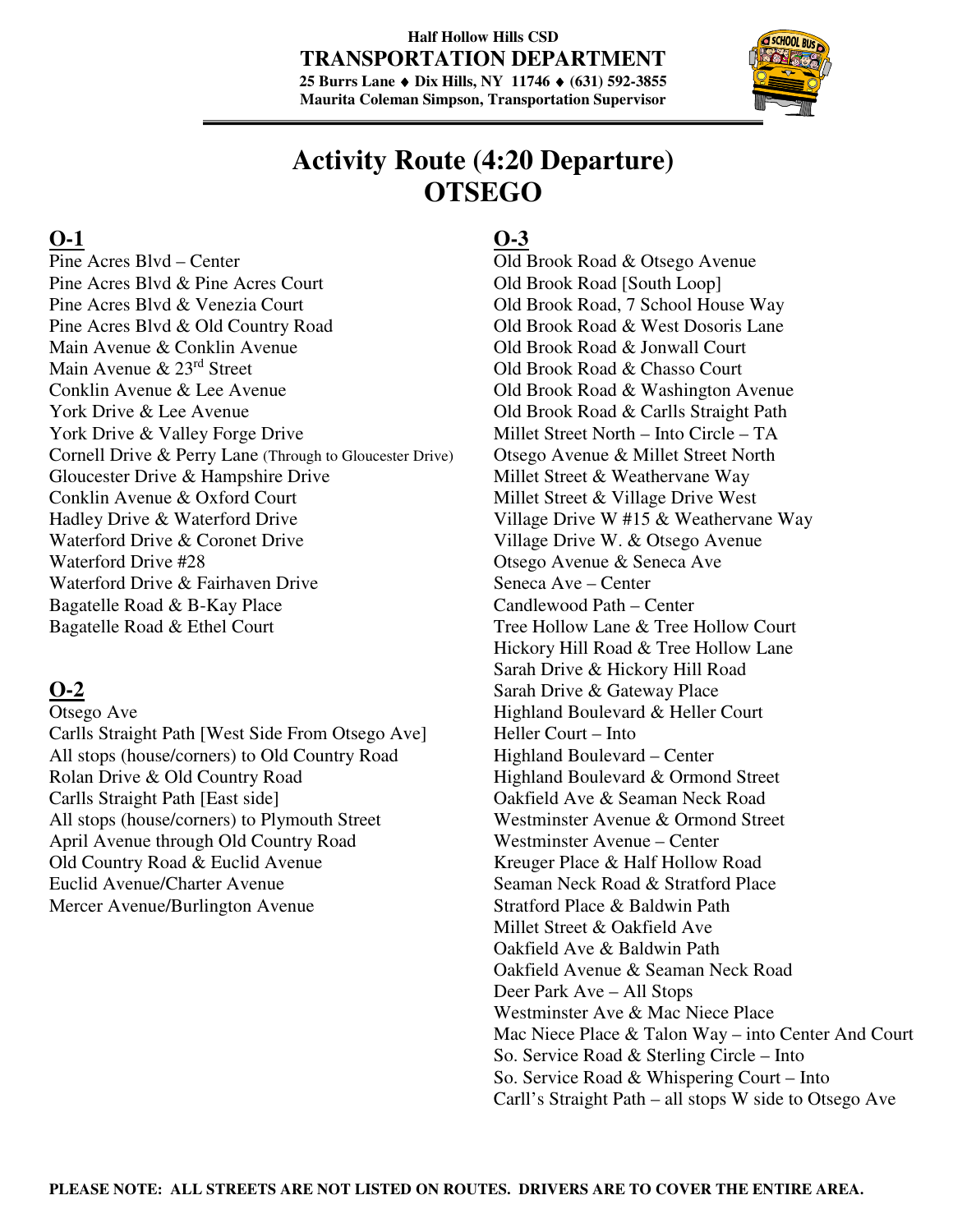**Half Hollow Hills CSD**
**TRANSPORTATION DEPARTMENT**
**25 Burrs Lane ♦ Dix Hills, NY 11746 ♦ (631) 592-3855**
**Maurita Coleman Simpson, Transportation Supervisor**

# Activity Route (4:20 Departure) OTSEGO

## O-1

Pine Acres Blvd – Center
Pine Acres Blvd & Pine Acres Court
Pine Acres Blvd & Venezia Court
Pine Acres Blvd & Old Country Road
Main Avenue & Conklin Avenue
Main Avenue & 23rd Street
Conklin Avenue & Lee Avenue
York Drive & Lee Avenue
York Drive & Valley Forge Drive
Cornell Drive & Perry Lane (Through to Gloucester Drive)
Gloucester Drive & Hampshire Drive
Conklin Avenue & Oxford Court
Hadley Drive & Waterford Drive
Waterford Drive & Coronet Drive
Waterford Drive #28
Waterford Drive & Fairhaven Drive
Bagatelle Road & B-Kay Place
Bagatelle Road & Ethel Court

## O-2

Otsego Ave
Carlls Straight Path [West Side From Otsego Ave]
All stops (house/corners) to Old Country Road
Rolan Drive & Old Country Road
Carlls Straight Path [East side]
All stops (house/corners) to Plymouth Street
April Avenue through Old Country Road
Old Country Road & Euclid Avenue
Euclid Avenue/Charter Avenue
Mercer Avenue/Burlington Avenue

## O-3

Old Brook Road & Otsego Avenue
Old Brook Road [South Loop]
Old Brook Road, 7 School House Way
Old Brook Road & West Dosoris Lane
Old Brook Road & Jonwall Court
Old Brook Road & Chasso Court
Old Brook Road & Washington Avenue
Old Brook Road & Carlls Straight Path
Millet Street North – Into Circle – TA
Otsego Avenue & Millet Street North
Millet Street & Weathervane Way
Millet Street & Village Drive West
Village Drive W #15 & Weathervane Way
Village Drive W. & Otsego Avenue
Otsego Avenue & Seneca Ave
Seneca Ave – Center
Candlewood Path – Center
Tree Hollow Lane & Tree Hollow Court
Hickory Hill Road & Tree Hollow Lane
Sarah Drive & Hickory Hill Road
Sarah Drive & Gateway Place
Highland Boulevard & Heller Court
Heller Court – Into
Highland Boulevard – Center
Highland Boulevard & Ormond Street
Oakfield Ave & Seaman Neck Road
Westminster Avenue & Ormond Street
Westminster Avenue – Center
Kreuger Place & Half Hollow Road
Seaman Neck Road & Stratford Place
Stratford Place & Baldwin Path
Millet Street & Oakfield Ave
Oakfield Ave & Baldwin Path
Oakfield Avenue & Seaman Neck Road
Deer Park Ave – All Stops
Westminster Ave & Mac Niece Place
Mac Niece Place & Talon Way – into Center And Court
So. Service Road & Sterling Circle – Into
So. Service Road & Whispering Court – Into
Carll's Straight Path – all stops W side to Otsego Ave

**PLEASE NOTE: ALL STREETS ARE NOT LISTED ON ROUTES. DRIVERS ARE TO COVER THE ENTIRE AREA.**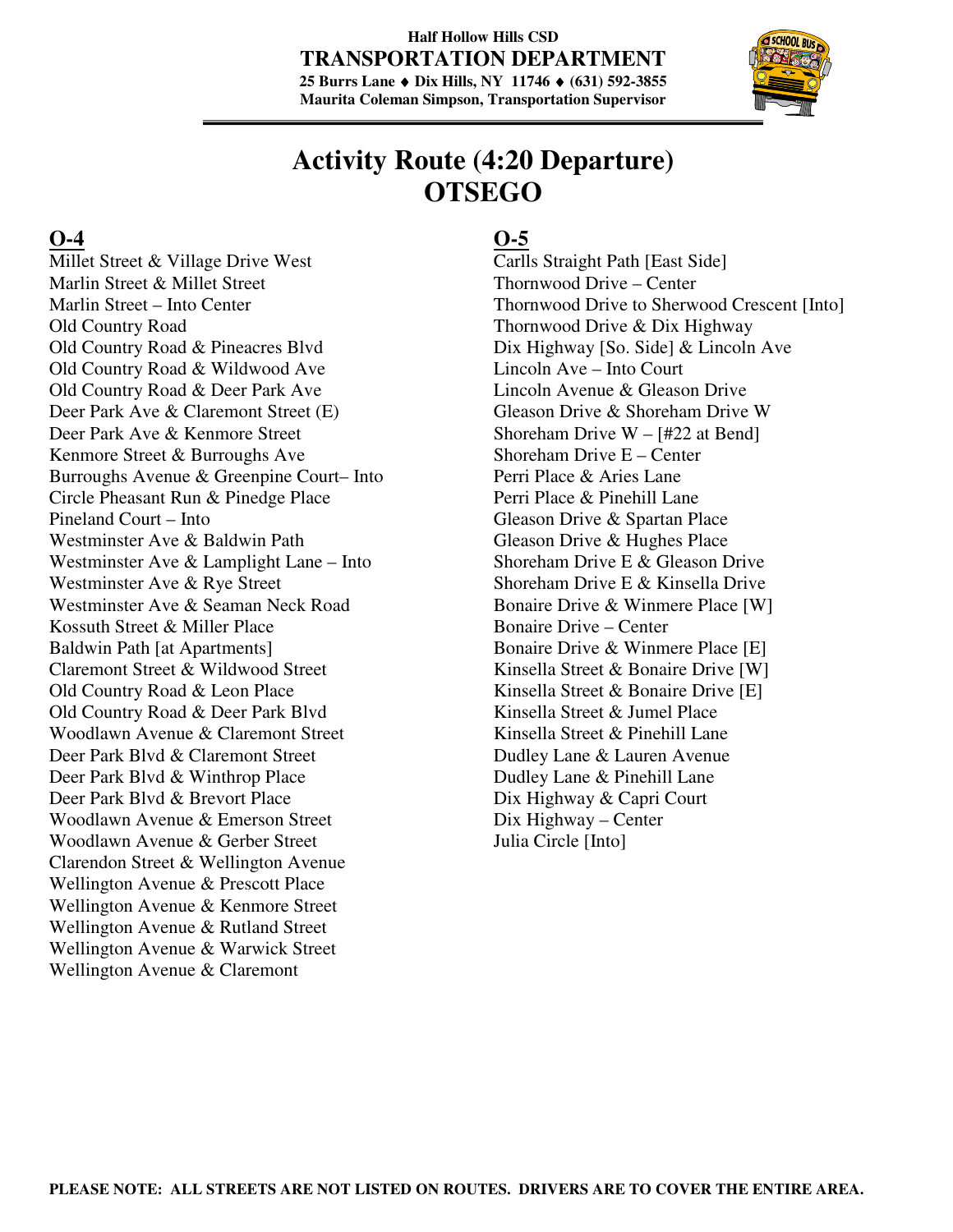**Half Hollow Hills CSD**
**TRANSPORTATION DEPARTMENT**
**25 Burrs Lane ♦ Dix Hills, NY 11746 ♦ (631) 592-3855**
**Maurita Coleman Simpson, Transportation Supervisor**

# Activity Route (4:20 Departure)
# OTSEGO

## O-4

Millet Street & Village Drive West
Marlin Street & Millet Street
Marlin Street – Into Center
Old Country Road
Old Country Road & Pineacres Blvd
Old Country Road & Wildwood Ave
Old Country Road & Deer Park Ave
Deer Park Ave & Claremont Street (E)
Deer Park Ave & Kenmore Street
Kenmore Street & Burroughs Ave
Burroughs Avenue & Greenpine Court– Into
Circle Pheasant Run & Pinedge Place
Pineland Court – Into
Westminster Ave & Baldwin Path
Westminster Ave & Lamplight Lane – Into
Westminster Ave & Rye Street
Westminster Ave & Seaman Neck Road
Kossuth Street & Miller Place
Baldwin Path [at Apartments]
Claremont Street & Wildwood Street
Old Country Road & Leon Place
Old Country Road & Deer Park Blvd
Woodlawn Avenue & Claremont Street
Deer Park Blvd & Claremont Street
Deer Park Blvd & Winthrop Place
Deer Park Blvd & Brevort Place
Woodlawn Avenue & Emerson Street
Woodlawn Avenue & Gerber Street
Clarendon Street & Wellington Avenue
Wellington Avenue & Prescott Place
Wellington Avenue & Kenmore Street
Wellington Avenue & Rutland Street
Wellington Avenue & Warwick Street
Wellington Avenue & Claremont

## O-5

Carlls Straight Path [East Side]
Thornwood Drive – Center
Thornwood Drive to Sherwood Crescent [Into]
Thornwood Drive & Dix Highway
Dix Highway [So. Side] & Lincoln Ave
Lincoln Ave – Into Court
Lincoln Avenue & Gleason Drive
Gleason Drive & Shoreham Drive W
Shoreham Drive W – [#22 at Bend]
Shoreham Drive E – Center
Perri Place & Aries Lane
Perri Place & Pinehill Lane
Gleason Drive & Spartan Place
Gleason Drive & Hughes Place
Shoreham Drive E & Gleason Drive
Shoreham Drive E & Kinsella Drive
Bonaire Drive & Winmere Place [W]
Bonaire Drive – Center
Bonaire Drive & Winmere Place [E]
Kinsella Street & Bonaire Drive [W]
Kinsella Street & Bonaire Drive [E]
Kinsella Street & Jumel Place
Kinsella Street & Pinehill Lane
Dudley Lane & Lauren Avenue
Dudley Lane & Pinehill Lane
Dix Highway & Capri Court
Dix Highway – Center
Julia Circle [Into]

**PLEASE NOTE: ALL STREETS ARE NOT LISTED ON ROUTES. DRIVERS ARE TO COVER THE ENTIRE AREA.**